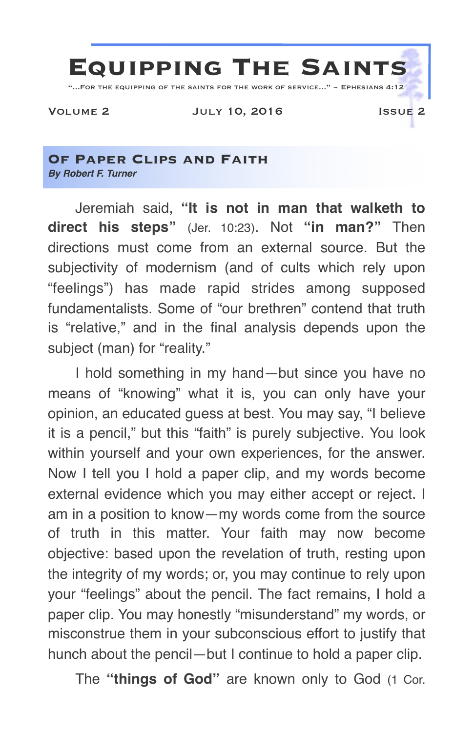# Equipping The Saints

"...For the equipping of the saints for the work of service..." ~ Ephesians 4:12

Volume 2 — July 10, 2016 — Issue 2

## Of Paper Clips and Faith

***By Robert F. Turner***

Jeremiah said, **"It is not in man that walketh to direct his steps"** (Jer. 10:23). Not **"in man?"** Then directions must come from an external source. But the subjectivity of modernism (and of cults which rely upon "feelings") has made rapid strides among supposed fundamentalists. Some of "our brethren" contend that truth is "relative," and in the final analysis depends upon the subject (man) for "reality."

I hold something in my hand—but since you have no means of "knowing" what it is, you can only have your opinion, an educated guess at best. You may say, "I believe it is a pencil," but this "faith" is purely subjective. You look within yourself and your own experiences, for the answer. Now I tell you I hold a paper clip, and my words become external evidence which you may either accept or reject. I am in a position to know—my words come from the source of truth in this matter. Your faith may now become objective: based upon the revelation of truth, resting upon the integrity of my words; or, you may continue to rely upon your "feelings" about the pencil. The fact remains, I hold a paper clip. You may honestly "misunderstand" my words, or misconstrue them in your subconscious effort to justify that hunch about the pencil—but I continue to hold a paper clip.

The **"things of God"** are known only to God (1 Cor.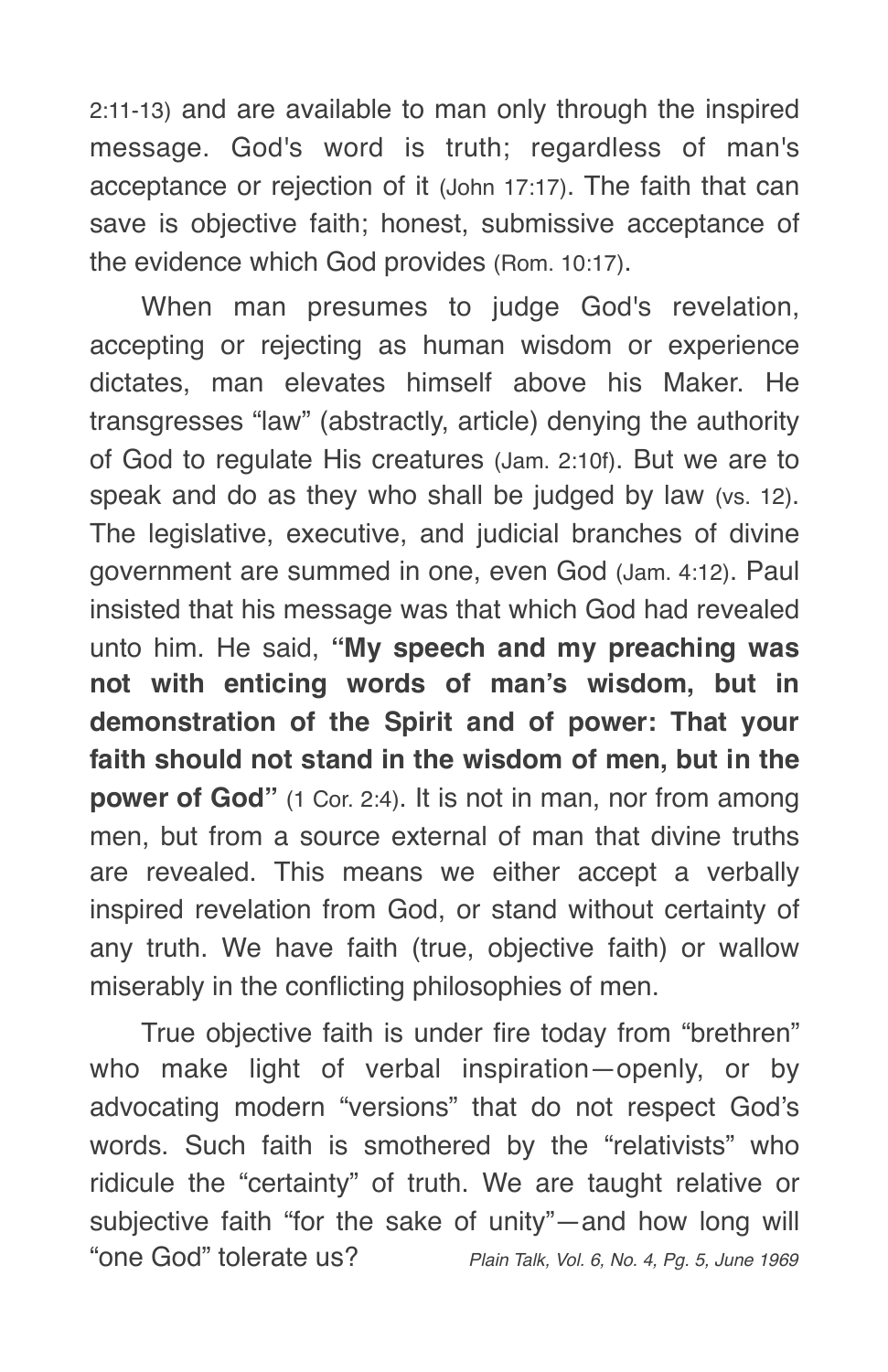2:11-13) and are available to man only through the inspired message. God's word is truth; regardless of man's acceptance or rejection of it (John 17:17). The faith that can save is objective faith; honest, submissive acceptance of the evidence which God provides (Rom. 10:17).

When man presumes to judge God's revelation, accepting or rejecting as human wisdom or experience dictates, man elevates himself above his Maker. He transgresses "law" (abstractly, article) denying the authority of God to regulate His creatures (Jam. 2:10f). But we are to speak and do as they who shall be judged by law (vs. 12). The legislative, executive, and judicial branches of divine government are summed in one, even God (Jam. 4:12). Paul insisted that his message was that which God had revealed unto him. He said, **"My speech and my preaching was not with enticing words of man's wisdom, but in demonstration of the Spirit and of power: That your faith should not stand in the wisdom of men, but in the power of God"** (1 Cor. 2:4). It is not in man, nor from among men, but from a source external of man that divine truths are revealed. This means we either accept a verbally inspired revelation from God, or stand without certainty of any truth. We have faith (true, objective faith) or wallow miserably in the conflicting philosophies of men.

True objective faith is under fire today from "brethren" who make light of verbal inspiration—openly, or by advocating modern "versions" that do not respect God's words. Such faith is smothered by the "relativists" who ridicule the "certainty" of truth. We are taught relative or subjective faith "for the sake of unity"—and how long will "one God" tolerate us? *Plain Talk, Vol. 6, No. 4, Pg. 5, June 1969*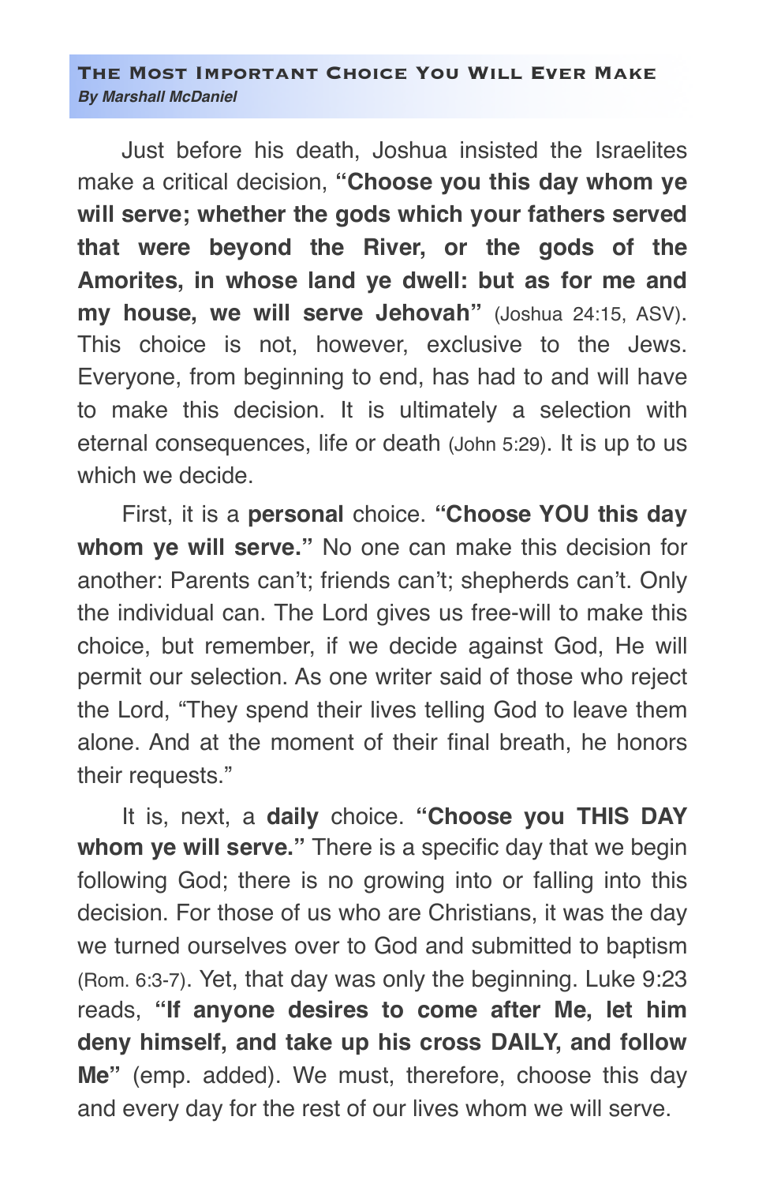## The Most Important Choice You Will Ever Make

***By Marshall McDaniel***

Just before his death, Joshua insisted the Israelites make a critical decision, **"Choose you this day whom ye will serve; whether the gods which your fathers served that were beyond the River, or the gods of the Amorites, in whose land ye dwell: but as for me and my house, we will serve Jehovah"** (Joshua 24:15, ASV). This choice is not, however, exclusive to the Jews. Everyone, from beginning to end, has had to and will have to make this decision. It is ultimately a selection with eternal consequences, life or death (John 5:29). It is up to us which we decide.

First, it is a **personal** choice. **"Choose YOU this day whom ye will serve."** No one can make this decision for another: Parents can't; friends can't; shepherds can't. Only the individual can. The Lord gives us free-will to make this choice, but remember, if we decide against God, He will permit our selection. As one writer said of those who reject the Lord, "They spend their lives telling God to leave them alone. And at the moment of their final breath, he honors their requests."

It is, next, a **daily** choice. **"Choose you THIS DAY whom ye will serve."** There is a specific day that we begin following God; there is no growing into or falling into this decision. For those of us who are Christians, it was the day we turned ourselves over to God and submitted to baptism (Rom. 6:3-7). Yet, that day was only the beginning. Luke 9:23 reads, **"If anyone desires to come after Me, let him deny himself, and take up his cross DAILY, and follow Me"** (emp. added). We must, therefore, choose this day and every day for the rest of our lives whom we will serve.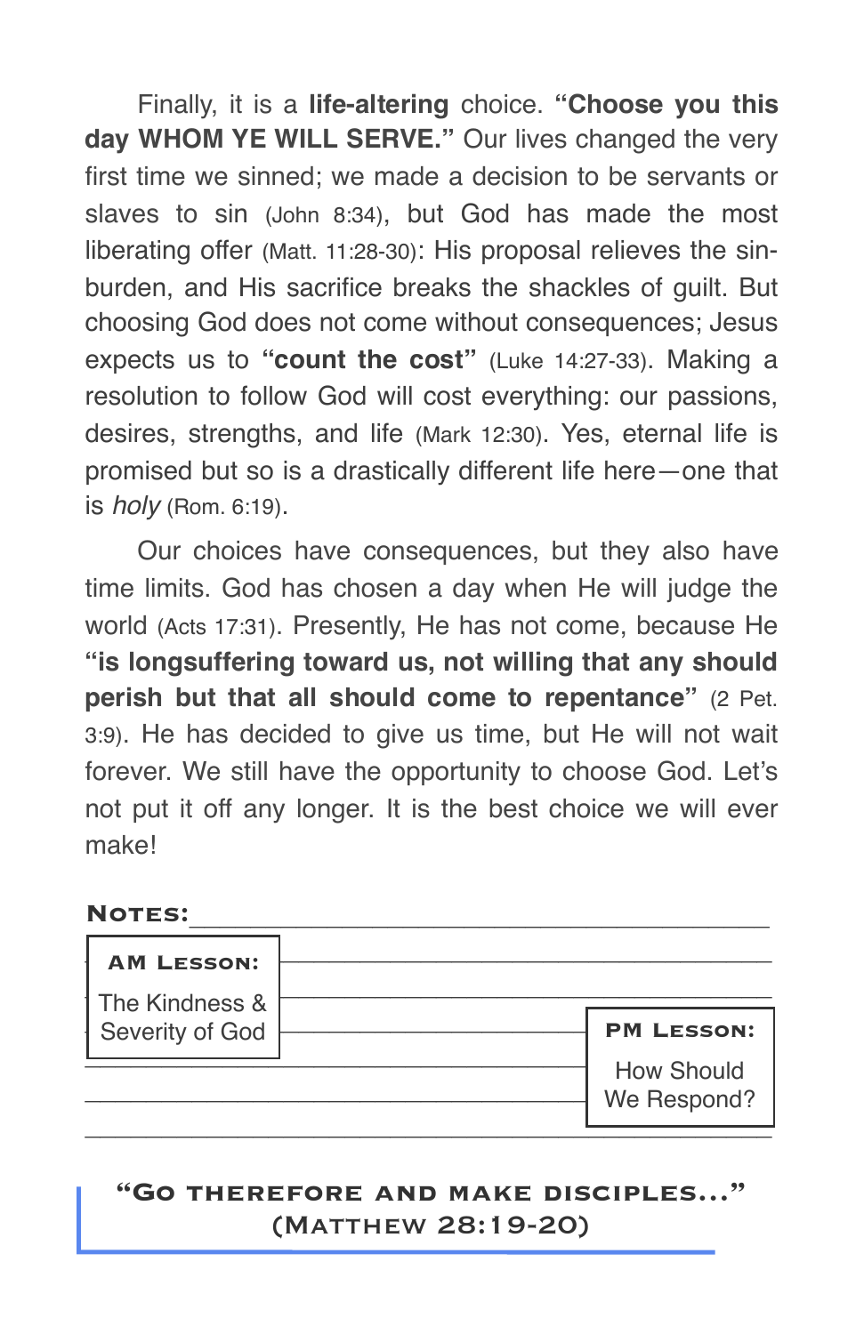Finally, it is a **life-altering** choice. **"Choose you this day WHOM YE WILL SERVE."** Our lives changed the very first time we sinned; we made a decision to be servants or slaves to sin (John 8:34), but God has made the most liberating offer (Matt. 11:28-30): His proposal relieves the sin-burden, and His sacrifice breaks the shackles of guilt. But choosing God does not come without consequences; Jesus expects us to **"count the cost"** (Luke 14:27-33). Making a resolution to follow God will cost everything: our passions, desires, strengths, and life (Mark 12:30). Yes, eternal life is promised but so is a drastically different life here—one that is *holy* (Rom. 6:19).

Our choices have consequences, but they also have time limits. God has chosen a day when He will judge the world (Acts 17:31). Presently, He has not come, because He **"is longsuffering toward us, not willing that any should perish but that all should come to repentance"** (2 Pet. 3:9). He has decided to give us time, but He will not wait forever. We still have the opportunity to choose God. Let's not put it off any longer. It is the best choice we will ever make!

**NOTES:**

**AM LESSON:**
The Kindness & Severity of God

**PM LESSON:**
How Should We Respond?

**"GO THEREFORE AND MAKE DISCIPLES..."**
**(MATTHEW 28:19-20)**